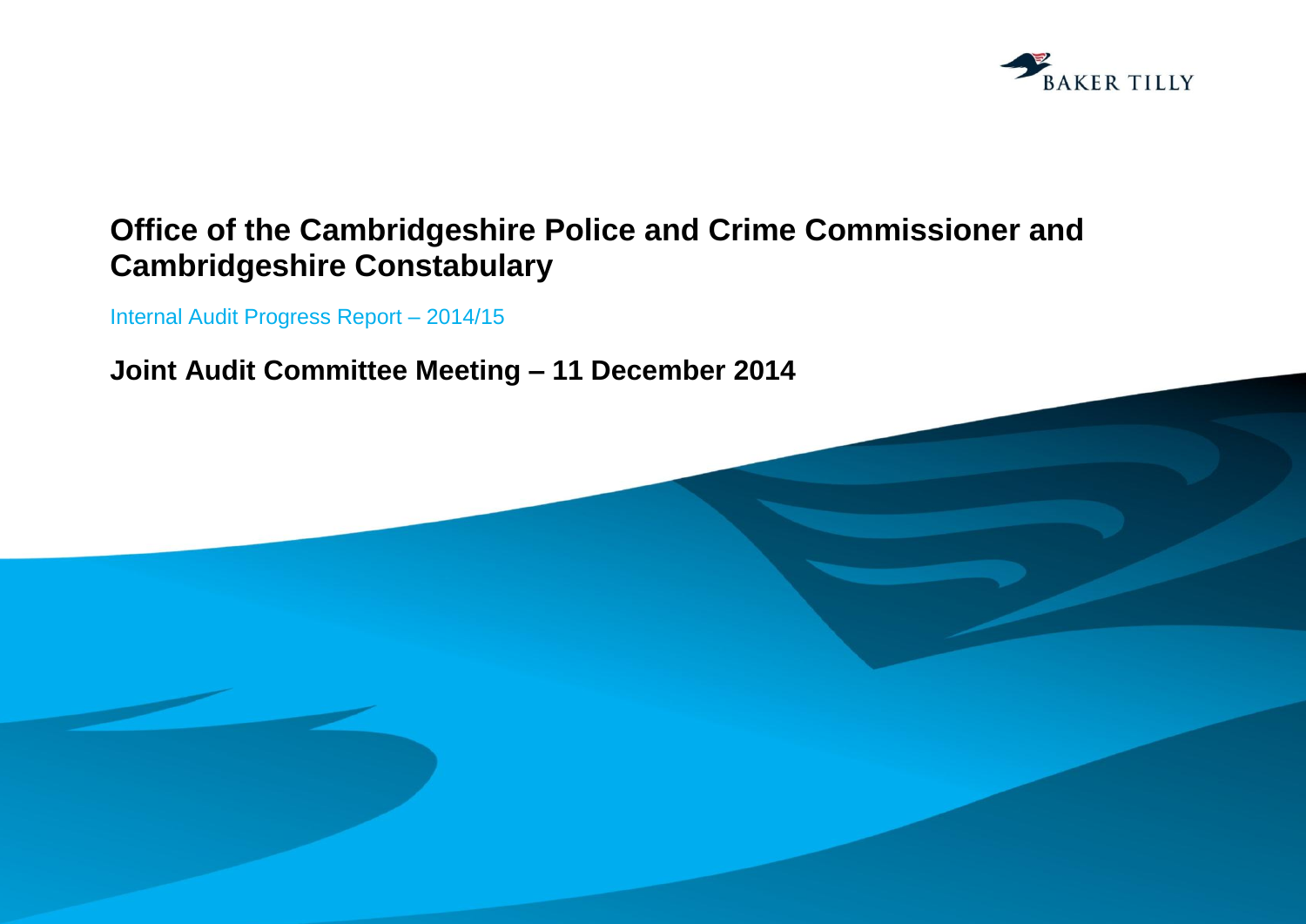BAKER TILLY

# Office of the Cambridgeshire Police and Crime Commissioner and Cambridgeshire Constabulary

Internal Audit Progress Report – 2014/15

## Joint Audit Committee Meeting – 11 December 2014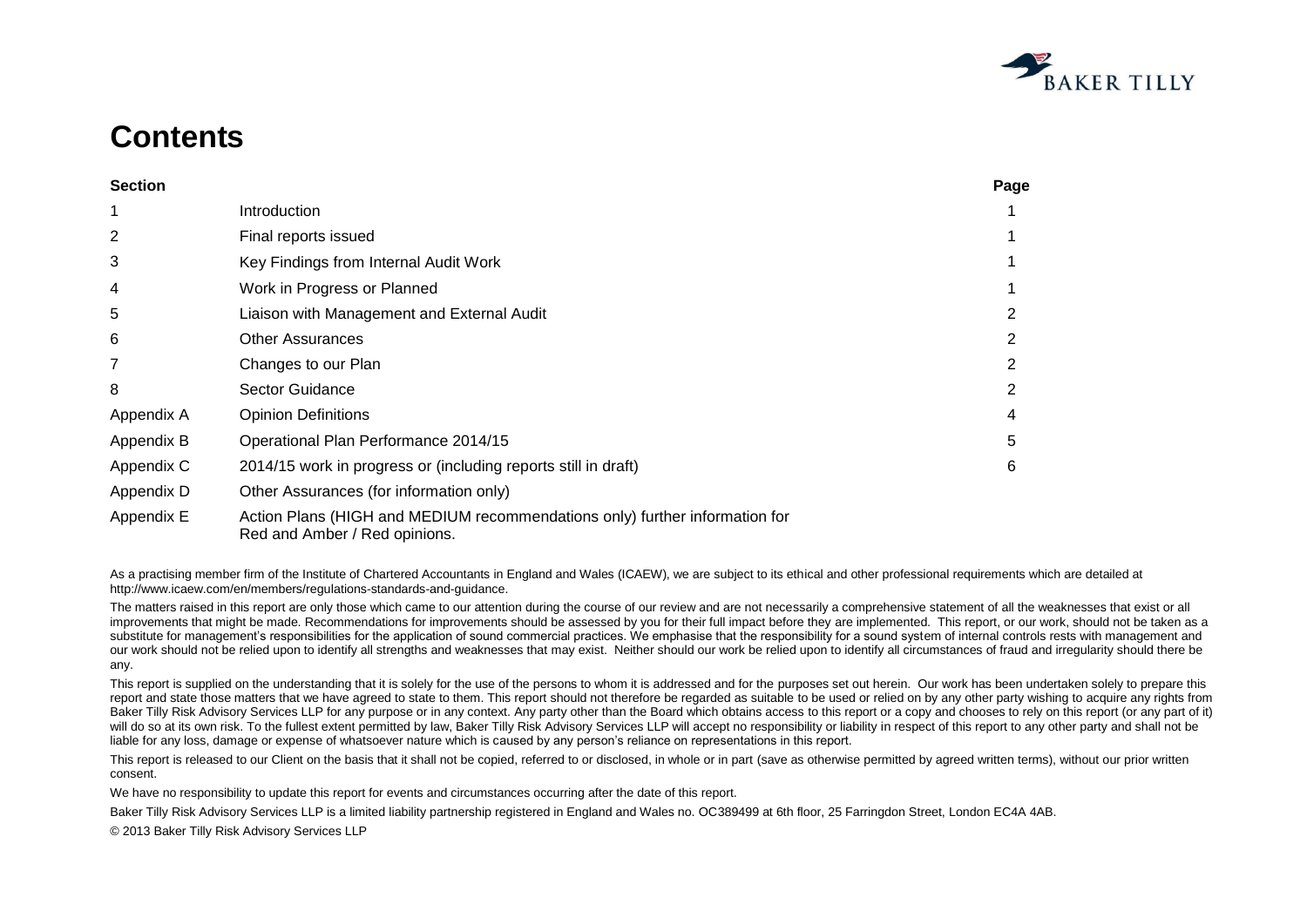# Contents

| Section | | Page |
|---|---|---|
| 1 | Introduction | 1 |
| 2 | Final reports issued | 1 |
| 3 | Key Findings from Internal Audit Work | 1 |
| 4 | Work in Progress or Planned | 1 |
| 5 | Liaison with Management and External Audit | 2 |
| 6 | Other Assurances | 2 |
| 7 | Changes to our Plan | 2 |
| 8 | Sector Guidance | 2 |
| Appendix A | Opinion Definitions | 4 |
| Appendix B | Operational Plan Performance 2014/15 | 5 |
| Appendix C | 2014/15 work in progress or (including reports still in draft) | 6 |
| Appendix D | Other Assurances (for information only) | |
| Appendix E | Action Plans (HIGH and MEDIUM recommendations only) further information for Red and Amber / Red opinions. | |

As a practising member firm of the Institute of Chartered Accountants in England and Wales (ICAEW), we are subject to its ethical and other professional requirements which are detailed at http://www.icaew.com/en/members/regulations-standards-and-guidance.

The matters raised in this report are only those which came to our attention during the course of our review and are not necessarily a comprehensive statement of all the weaknesses that exist or all improvements that might be made. Recommendations for improvements should be assessed by you for their full impact before they are implemented. This report, or our work, should not be taken as a substitute for management's responsibilities for the application of sound commercial practices. We emphasise that the responsibility for a sound system of internal controls rests with management and our work should not be relied upon to identify all strengths and weaknesses that may exist. Neither should our work be relied upon to identify all circumstances of fraud and irregularity should there be any.

This report is supplied on the understanding that it is solely for the use of the persons to whom it is addressed and for the purposes set out herein. Our work has been undertaken solely to prepare this report and state those matters that we have agreed to state to them. This report should not therefore be regarded as suitable to be used or relied on by any other party wishing to acquire any rights from Baker Tilly Risk Advisory Services LLP for any purpose or in any context. Any party other than the Board which obtains access to this report or a copy and chooses to rely on this report (or any part of it) will do so at its own risk. To the fullest extent permitted by law, Baker Tilly Risk Advisory Services LLP will accept no responsibility or liability in respect of this report to any other party and shall not be liable for any loss, damage or expense of whatsoever nature which is caused by any person's reliance on representations in this report.

This report is released to our Client on the basis that it shall not be copied, referred to or disclosed, in whole or in part (save as otherwise permitted by agreed written terms), without our prior written consent.

We have no responsibility to update this report for events and circumstances occurring after the date of this report.

Baker Tilly Risk Advisory Services LLP is a limited liability partnership registered in England and Wales no. OC389499 at 6th floor, 25 Farringdon Street, London EC4A 4AB.

© 2013 Baker Tilly Risk Advisory Services LLP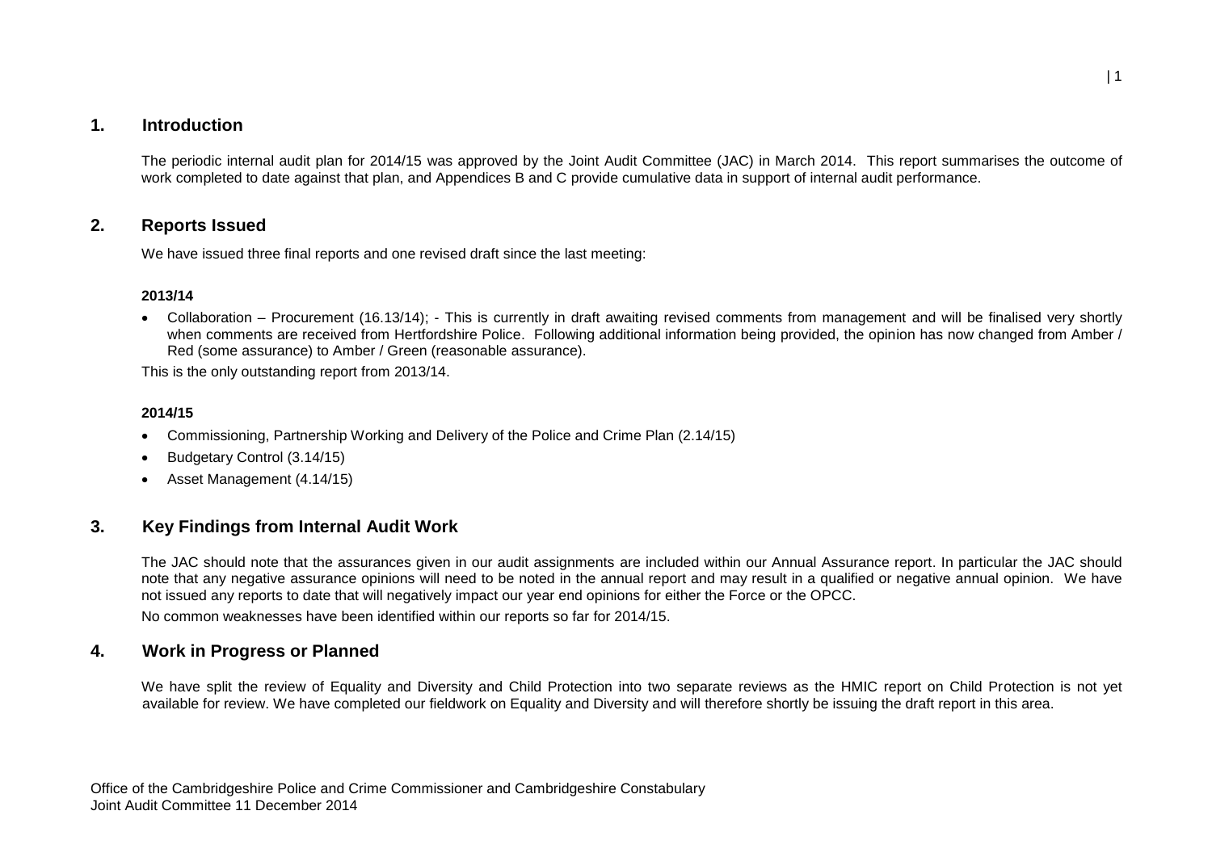## 1. Introduction

The periodic internal audit plan for 2014/15 was approved by the Joint Audit Committee (JAC) in March 2014. This report summarises the outcome of work completed to date against that plan, and Appendices B and C provide cumulative data in support of internal audit performance.

## 2. Reports Issued

We have issued three final reports and one revised draft since the last meeting:

**2013/14**

- Collaboration – Procurement (16.13/14); - This is currently in draft awaiting revised comments from management and will be finalised very shortly when comments are received from Hertfordshire Police. Following additional information being provided, the opinion has now changed from Amber / Red (some assurance) to Amber / Green (reasonable assurance).

This is the only outstanding report from 2013/14.

**2014/15**

- Commissioning, Partnership Working and Delivery of the Police and Crime Plan (2.14/15)
- Budgetary Control (3.14/15)
- Asset Management (4.14/15)

## 3. Key Findings from Internal Audit Work

The JAC should note that the assurances given in our audit assignments are included within our Annual Assurance report. In particular the JAC should note that any negative assurance opinions will need to be noted in the annual report and may result in a qualified or negative annual opinion. We have not issued any reports to date that will negatively impact our year end opinions for either the Force or the OPCC.

No common weaknesses have been identified within our reports so far for 2014/15.

## 4. Work in Progress or Planned

We have split the review of Equality and Diversity and Child Protection into two separate reviews as the HMIC report on Child Protection is not yet available for review. We have completed our fieldwork on Equality and Diversity and will therefore shortly be issuing the draft report in this area.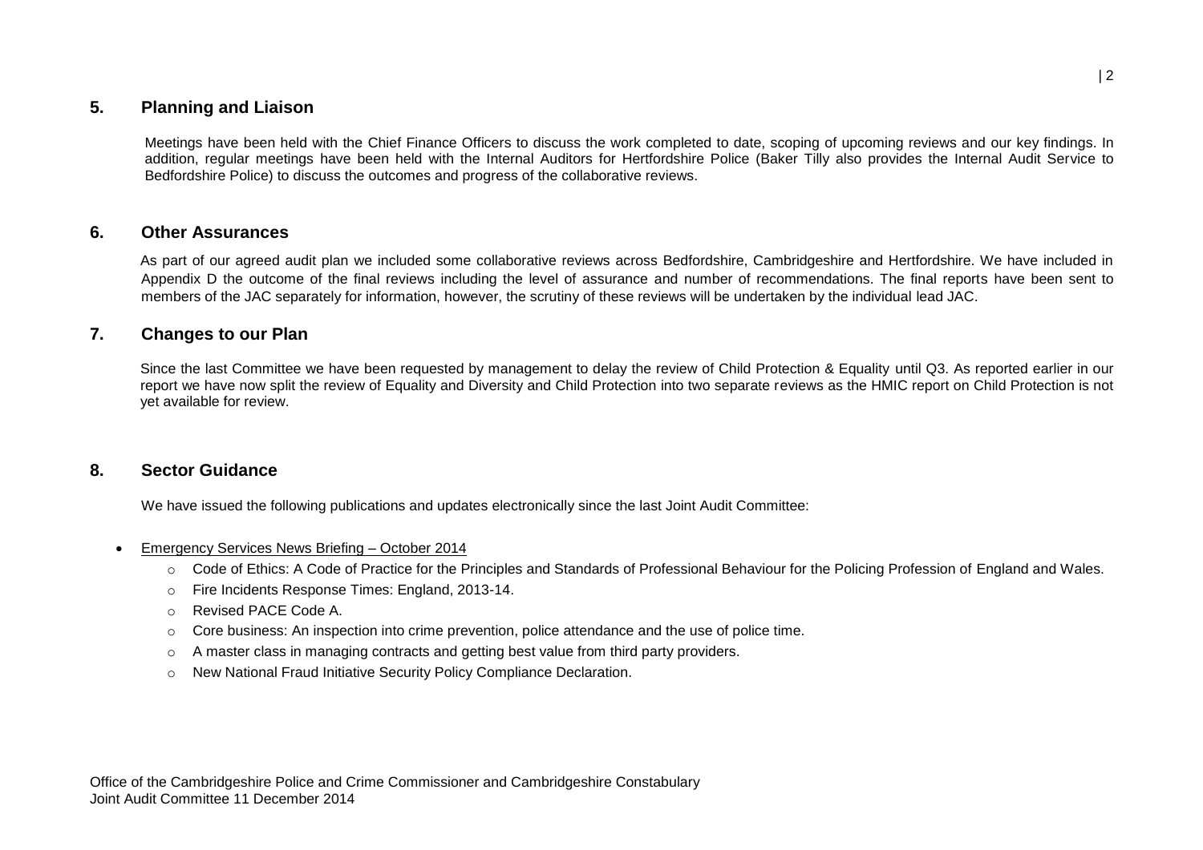## 5. Planning and Liaison

Meetings have been held with the Chief Finance Officers to discuss the work completed to date, scoping of upcoming reviews and our key findings. In addition, regular meetings have been held with the Internal Auditors for Hertfordshire Police (Baker Tilly also provides the Internal Audit Service to Bedfordshire Police) to discuss the outcomes and progress of the collaborative reviews.

## 6. Other Assurances

As part of our agreed audit plan we included some collaborative reviews across Bedfordshire, Cambridgeshire and Hertfordshire. We have included in Appendix D the outcome of the final reviews including the level of assurance and number of recommendations. The final reports have been sent to members of the JAC separately for information, however, the scrutiny of these reviews will be undertaken by the individual lead JAC.

## 7. Changes to our Plan

Since the last Committee we have been requested by management to delay the review of Child Protection & Equality until Q3. As reported earlier in our report we have now split the review of Equality and Diversity and Child Protection into two separate reviews as the HMIC report on Child Protection is not yet available for review.

## 8. Sector Guidance

We have issued the following publications and updates electronically since the last Joint Audit Committee:

- Emergency Services News Briefing – October 2014
  - Code of Ethics: A Code of Practice for the Principles and Standards of Professional Behaviour for the Policing Profession of England and Wales.
  - Fire Incidents Response Times: England, 2013-14.
  - Revised PACE Code A.
  - Core business: An inspection into crime prevention, police attendance and the use of police time.
  - A master class in managing contracts and getting best value from third party providers.
  - New National Fraud Initiative Security Policy Compliance Declaration.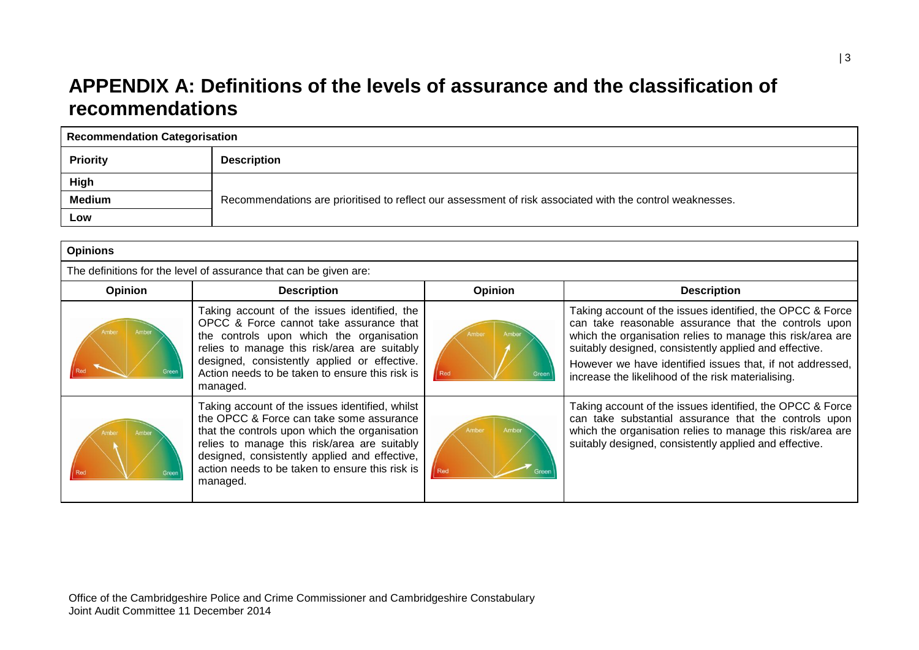# APPENDIX A: Definitions of the levels of assurance and the classification of recommendations

| Recommendation Categorisation | |
|---|---|
| **Priority** | **Description** |
| **High** | Recommendations are prioritised to reflect our assessment of risk associated with the control weaknesses. |
| **Medium** | |
| **Low** | |

| Opinions | | | |
|---|---|---|---|
| The definitions for the level of assurance that can be given are: | | | |
| **Opinion** | **Description** | **Opinion** | **Description** |
| Amber Amber Red Green | Taking account of the issues identified, the OPCC & Force cannot take assurance that the controls upon which the organisation relies to manage this risk/area are suitably designed, consistently applied or effective. Action needs to be taken to ensure this risk is managed. | Amber Amber Red Green | Taking account of the issues identified, the OPCC & Force can take reasonable assurance that the controls upon which the organisation relies to manage this risk/area are suitably designed, consistently applied and effective. However we have identified issues that, if not addressed, increase the likelihood of the risk materialising. |
| Amber Amber Red Green | Taking account of the issues identified, whilst the OPCC & Force can take some assurance that the controls upon which the organisation relies to manage this risk/area are suitably designed, consistently applied and effective, action needs to be taken to ensure this risk is managed. | Amber Amber Red Green | Taking account of the issues identified, the OPCC & Force can take substantial assurance that the controls upon which the organisation relies to manage this risk/area are suitably designed, consistently applied and effective. |

Office of the Cambridgeshire Police and Crime Commissioner and Cambridgeshire Constabulary
Joint Audit Committee 11 December 2014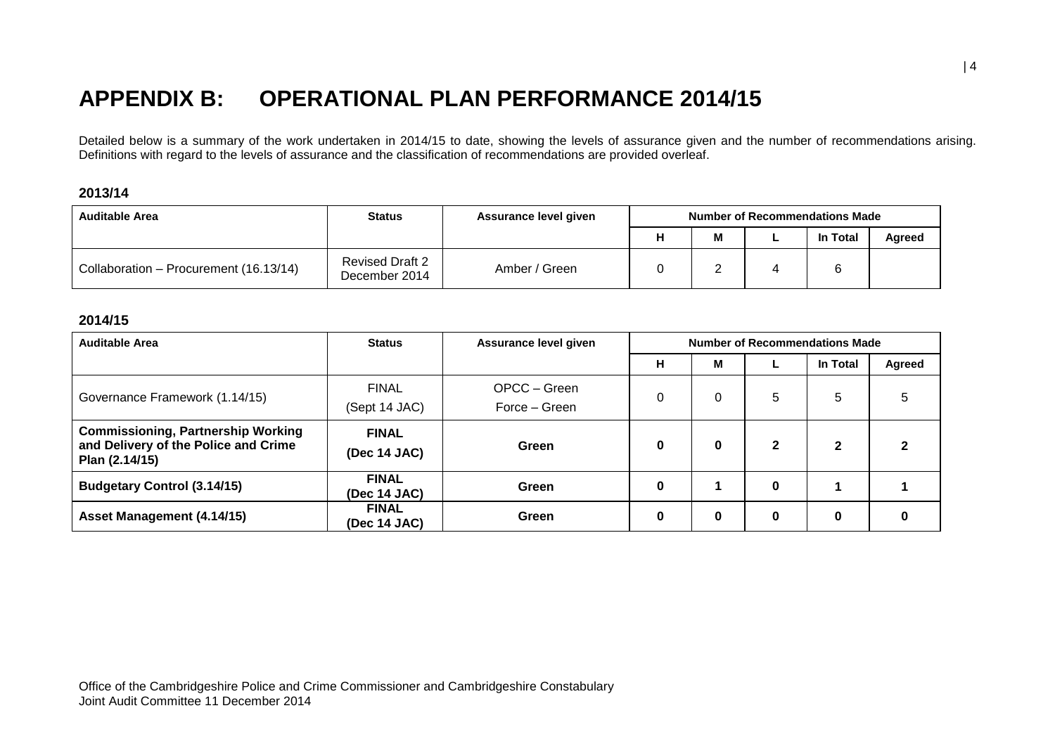# APPENDIX B: OPERATIONAL PLAN PERFORMANCE 2014/15

Detailed below is a summary of the work undertaken in 2014/15 to date, showing the levels of assurance given and the number of recommendations arising. Definitions with regard to the levels of assurance and the classification of recommendations are provided overleaf.

### 2013/14

| Auditable Area | Status | Assurance level given | Number of Recommendations Made | | | | |
|---|---|---|---|---|---|---|---|
| | | | H | M | L | In Total | Agreed |
| Collaboration – Procurement (16.13/14) | Revised Draft 2 December 2014 | Amber / Green | 0 | 2 | 4 | 6 | |

### 2014/15

| Auditable Area | Status | Assurance level given | Number of Recommendations Made | | | | |
|---|---|---|---|---|---|---|---|
| | | | H | M | L | In Total | Agreed |
| Governance Framework (1.14/15) | FINAL (Sept 14 JAC) | OPCC – Green Force – Green | 0 | 0 | 5 | 5 | 5 |
| **Commissioning, Partnership Working and Delivery of the Police and Crime Plan (2.14/15)** | **FINAL (Dec 14 JAC)** | **Green** | **0** | **0** | **2** | **2** | **2** |
| **Budgetary Control (3.14/15)** | **FINAL (Dec 14 JAC)** | **Green** | **0** | **1** | **0** | **1** | **1** |
| **Asset Management (4.14/15)** | **FINAL (Dec 14 JAC)** | **Green** | **0** | **0** | **0** | **0** | **0** |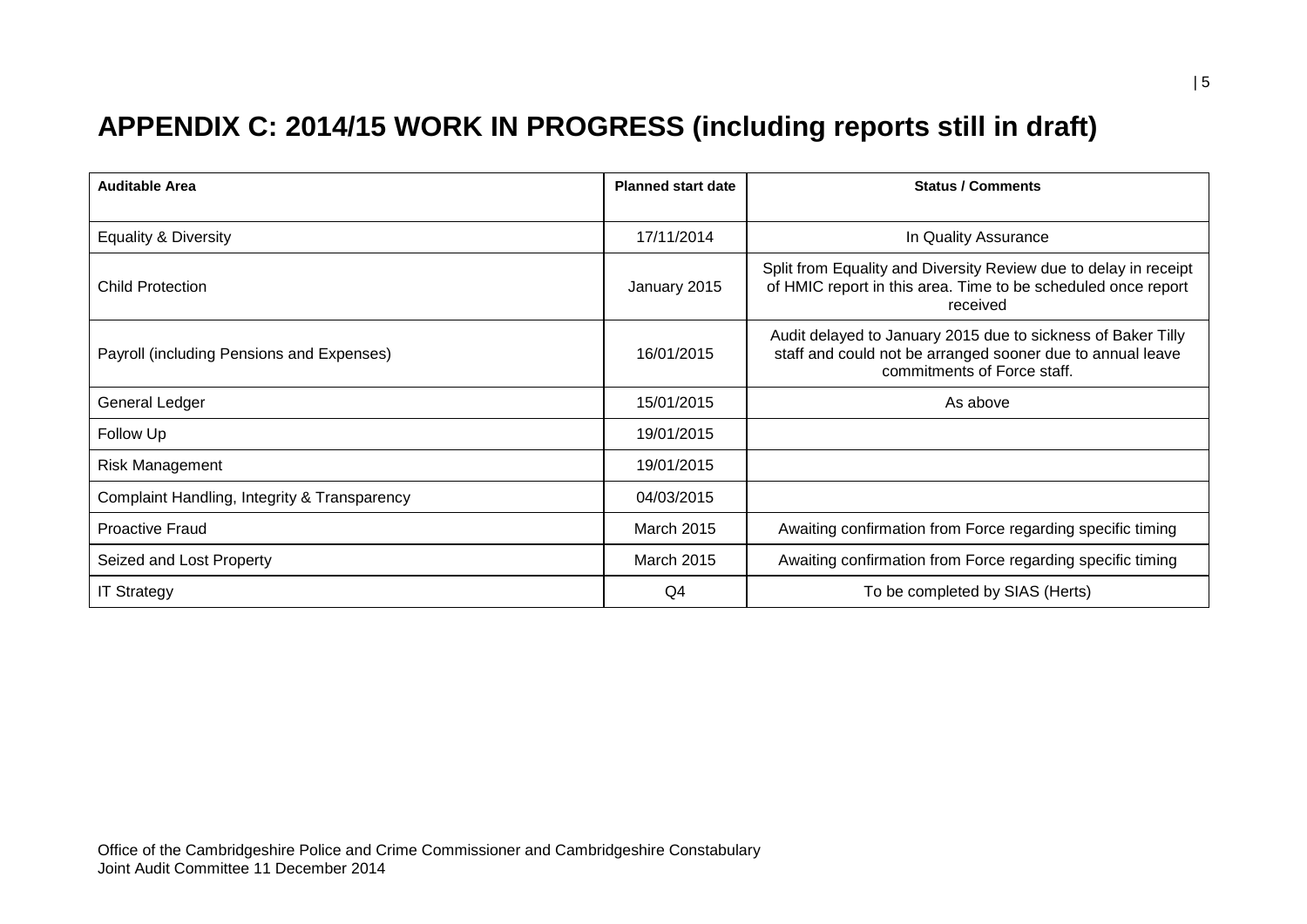# APPENDIX C: 2014/15 WORK IN PROGRESS (including reports still in draft)

| Auditable Area | Planned start date | Status / Comments |
|---|---|---|
| Equality & Diversity | 17/11/2014 | In Quality Assurance |
| Child Protection | January 2015 | Split from Equality and Diversity Review due to delay in receipt of HMIC report in this area. Time to be scheduled once report received |
| Payroll (including Pensions and Expenses) | 16/01/2015 | Audit delayed to January 2015 due to sickness of Baker Tilly staff and could not be arranged sooner due to annual leave commitments of Force staff. |
| General Ledger | 15/01/2015 | As above |
| Follow Up | 19/01/2015 | |
| Risk Management | 19/01/2015 | |
| Complaint Handling, Integrity & Transparency | 04/03/2015 | |
| Proactive Fraud | March 2015 | Awaiting confirmation from Force regarding specific timing |
| Seized and Lost Property | March 2015 | Awaiting confirmation from Force regarding specific timing |
| IT Strategy | Q4 | To be completed by SIAS (Herts) |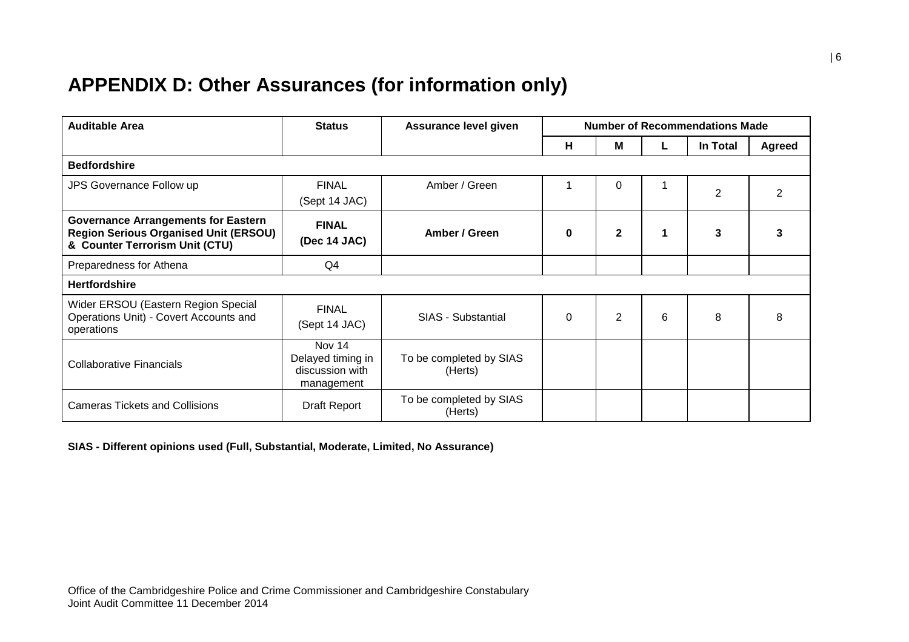## APPENDIX D: Other Assurances (for information only)

| Auditable Area | Status | Assurance level given | Number of Recommendations Made | | | | |
|---|---|---|---|---|---|---|---|
| | | | H | M | L | In Total | Agreed |
| **Bedfordshire** | | | | | | | |
| JPS Governance Follow up | FINAL (Sept 14 JAC) | Amber / Green | 1 | 0 | 1 | 2 | 2 |
| **Governance Arrangements for Eastern Region Serious Organised Unit (ERSOU) & Counter Terrorism Unit (CTU)** | **FINAL (Dec 14 JAC)** | **Amber / Green** | **0** | **2** | **1** | **3** | **3** |
| Preparedness for Athena | Q4 | | | | | | |
| **Hertfordshire** | | | | | | | |
| Wider ERSOU (Eastern Region Special Operations Unit) - Covert Accounts and operations | FINAL (Sept 14 JAC) | SIAS - Substantial | 0 | 2 | 6 | 8 | 8 |
| Collaborative Financials | Nov 14 Delayed timing in discussion with management | To be completed by SIAS (Herts) | | | | | |
| Cameras Tickets and Collisions | Draft Report | To be completed by SIAS (Herts) | | | | | |

**SIAS - Different opinions used (Full, Substantial, Moderate, Limited, No Assurance)**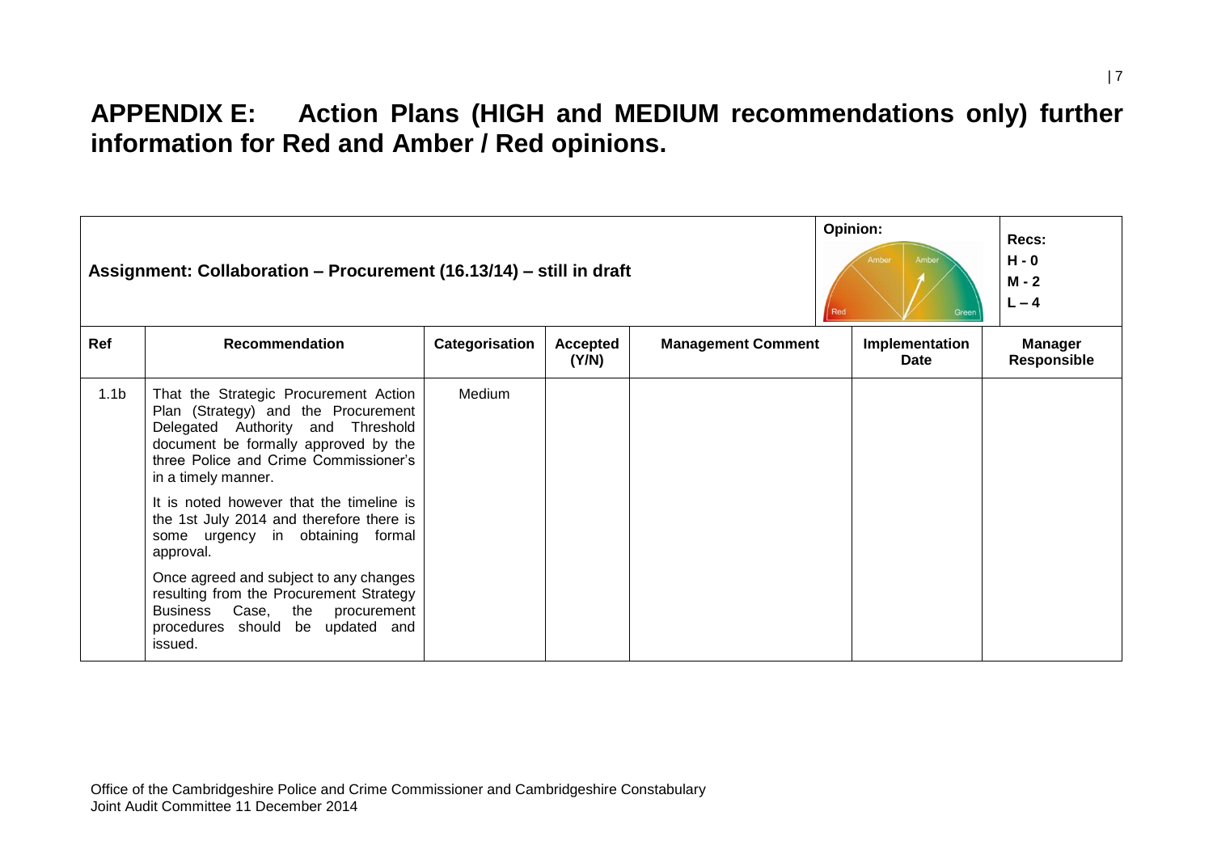# APPENDIX E: Action Plans (HIGH and MEDIUM recommendations only) further information for Red and Amber / Red opinions.

| Assignment: Collaboration – Procurement (16.13/14) – still in draft | | | | | Opinion: Amber/Green | Recs: H - 0 M - 2 L – 4 |
|---|---|---|---|---|---|---|
| **Ref** | **Recommendation** | **Categorisation** | **Accepted (Y/N)** | **Management Comment** | **Implementation Date** | **Manager Responsible** |
| 1.1b | That the Strategic Procurement Action Plan (Strategy) and the Procurement Delegated Authority and Threshold document be formally approved by the three Police and Crime Commissioner's in a timely manner.<br><br>It is noted however that the timeline is the 1st July 2014 and therefore there is some urgency in obtaining formal approval.<br><br>Once agreed and subject to any changes resulting from the Procurement Strategy Business Case, the procurement procedures should be updated and issued. | Medium | | | | |

Office of the Cambridgeshire Police and Crime Commissioner and Cambridgeshire Constabulary
Joint Audit Committee 11 December 2014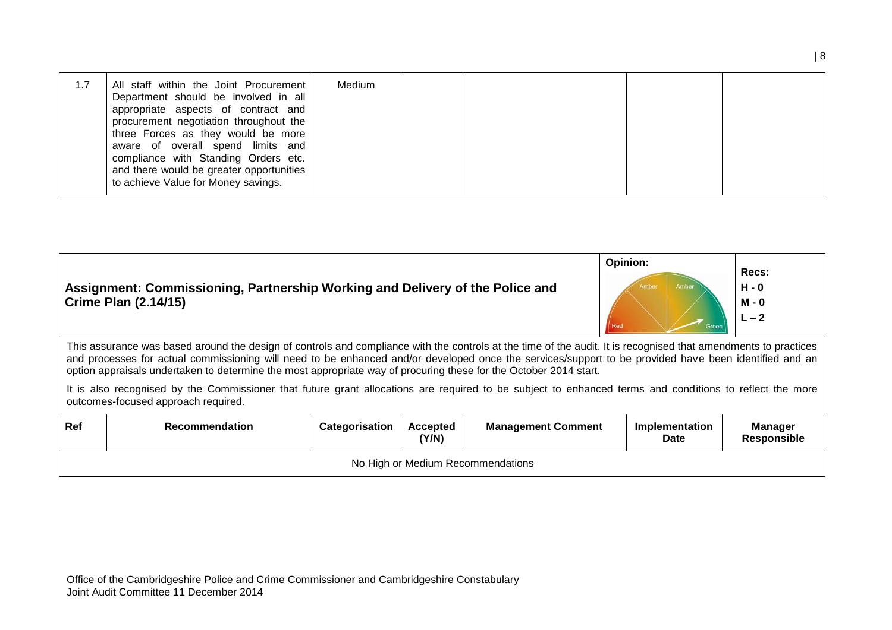| 1.7 | All staff within the Joint Procurement Department should be involved in all appropriate aspects of contract and procurement negotiation throughout the three Forces as they would be more aware of overall spend limits and compliance with Standing Orders etc. and there would be greater opportunities to achieve Value for Money savings. | Medium | | | | |
|---|---|---|---|---|---|---|

| **Assignment: Commissioning, Partnership Working and Delivery of the Police and Crime Plan (2.14/15)** | | | | | **Opinion:** Red / Amber / Amber / Green | **Recs:** H - 0 M - 0 L – 2 |
|---|---|---|---|---|---|---|
| This assurance was based around the design of controls and compliance with the controls at the time of the audit. It is recognised that amendments to practices and processes for actual commissioning will need to be enhanced and/or developed once the services/support to be provided have been identified and an option appraisals undertaken to determine the most appropriate way of procuring these for the October 2014 start. It is also recognised by the Commissioner that future grant allocations are required to be subject to enhanced terms and conditions to reflect the more outcomes-focused approach required. | | | | | | |
| **Ref** | **Recommendation** | **Categorisation** | **Accepted (Y/N)** | **Management Comment** | **Implementation Date** | **Manager Responsible** |
| No High or Medium Recommendations | | | | | | |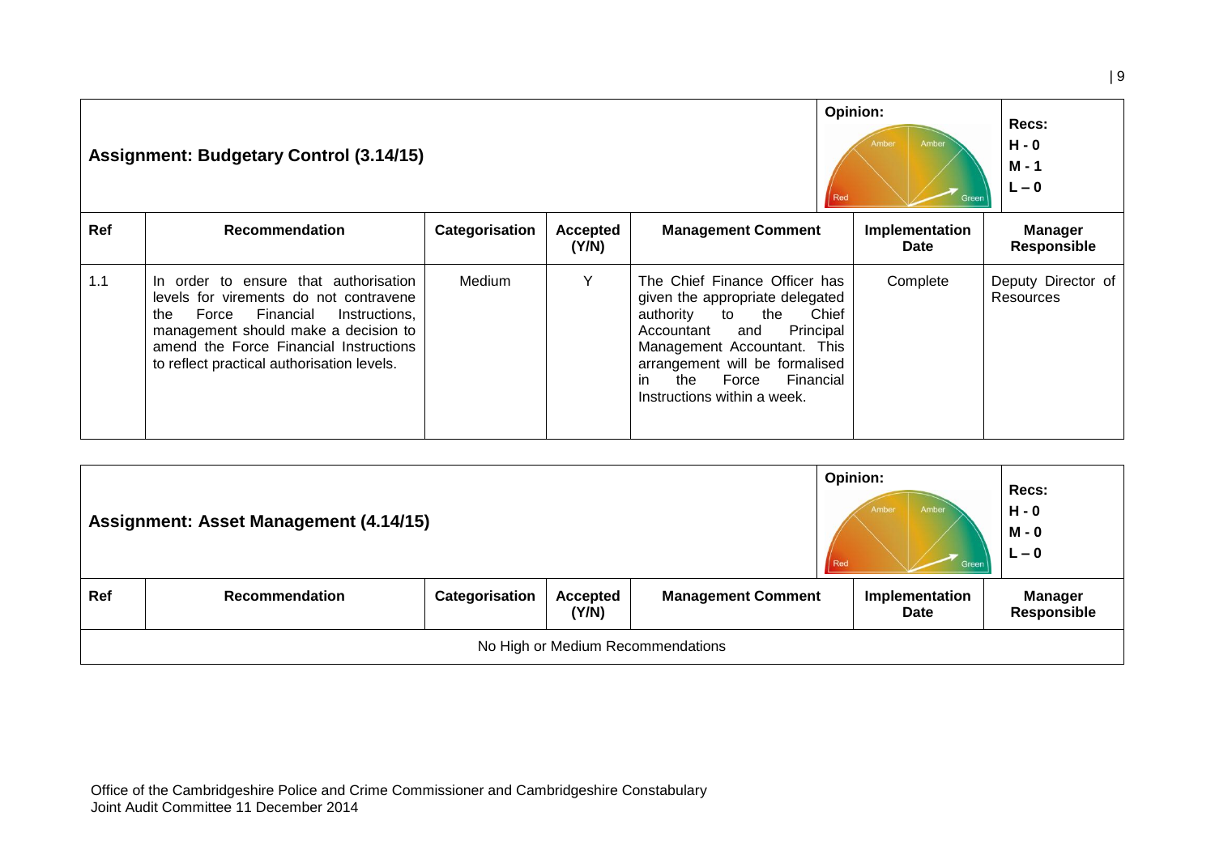| Assignment: Budgetary Control (3.14/15) | | | | | Opinion: | Recs: H - 0 M - 1 L – 0 |
|---|---|---|---|---|---|---|
| **Ref** | **Recommendation** | **Categorisation** | **Accepted (Y/N)** | **Management Comment** | **Implementation Date** | **Manager Responsible** |
| 1.1 | In order to ensure that authorisation levels for virements do not contravene the Force Financial Instructions, management should make a decision to amend the Force Financial Instructions to reflect practical authorisation levels. | Medium | Y | The Chief Finance Officer has given the appropriate delegated authority to the Chief Accountant and Principal Management Accountant. This arrangement will be formalised in the Force Financial Instructions within a week. | Complete | Deputy Director of Resources |

Red Amber Amber Green

| Assignment: Asset Management (4.14/15) | | | | | Opinion: | Recs: H - 0 M - 0 L – 0 |
|---|---|---|---|---|---|---|
| **Ref** | **Recommendation** | **Categorisation** | **Accepted (Y/N)** | **Management Comment** | **Implementation Date** | **Manager Responsible** |
| No High or Medium Recommendations | | | | | | |

Red Amber Amber Green

Office of the Cambridgeshire Police and Crime Commissioner and Cambridgeshire Constabulary
Joint Audit Committee 11 December 2014